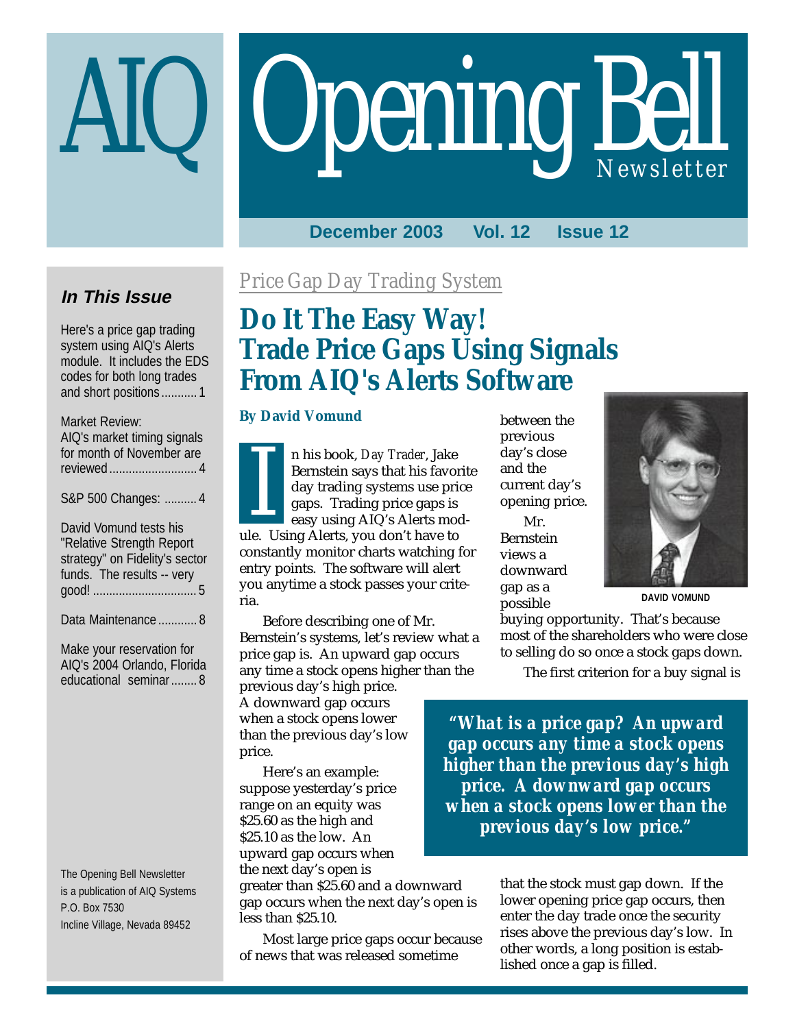# AIQ Opening Bell Newsletter

**December 2003 Vol. 12 Issue 12**

### *In This Issue*

Here's a price gap trading system using AIQ's Alerts module. It includes the EDS codes for both long trades and short positions ........... 1

Market Review: AIQ's market timing signals for month of November are reviewed ........................... 4

S&P 500 Changes: .......... 4

David Vomund tests his "Relative Strength Report strategy" on Fidelity's sector funds. The results -- very good! ................................ 5

Data Maintenance ............ 8

Make your reservation for AIQ's 2004 Orlando, Florida educational seminar ........ 8

The Opening Bell Newsletter is a publication of AIQ Systems P.O. Box 7530 Incline Village, Nevada 89452

*Price Gap Day Trading System*

## Do It The Easy Way! Trade Price Gaps Using Signals From AIQ's Alerts Software

**By David Vomund**

In his book, *Day Trader*, Jake Bernstein says that his favorite day trading systems use price gaps. Trading price gaps is easy using AIQ's Alerts module. Using Alerts, you don't have to constantly monitor charts watching for entry points. The software will alert you anytime a stock passes your criteria.

Before describing one of Mr. Bernstein's systems, let's review what a price gap is. An upward gap occurs any time a stock opens higher than the previous day's high price. A downward gap occurs when a stock opens lower than the previous day's low price.

Here's an example: suppose yesterday's price range on an equity was $25.60 as the high and $25.10 as the low. An upward gap occurs when the next day's open is greater than $25.60 and a downward gap occurs when the next day's open is less than $25.10.

Most large price gaps occur because of news that was released sometime between the previous day's close and the current day's opening price.

DAVID VOMUND

Mr. Bernstein views a downward gap as a possible buying opportunity. That's because most of the shareholders who were close to selling do so once a stock gaps down.

> ***"What is a price gap? An upward gap occurs any time a stock opens higher than the previous day's high price. A downward gap occurs when a stock opens lower than the previous day's low price."***

The first criterion for a buy signal is that the stock must gap down. If the lower opening price gap occurs, then enter the day trade once the security rises above the previous day's low. In other words, a long position is established once a gap is filled.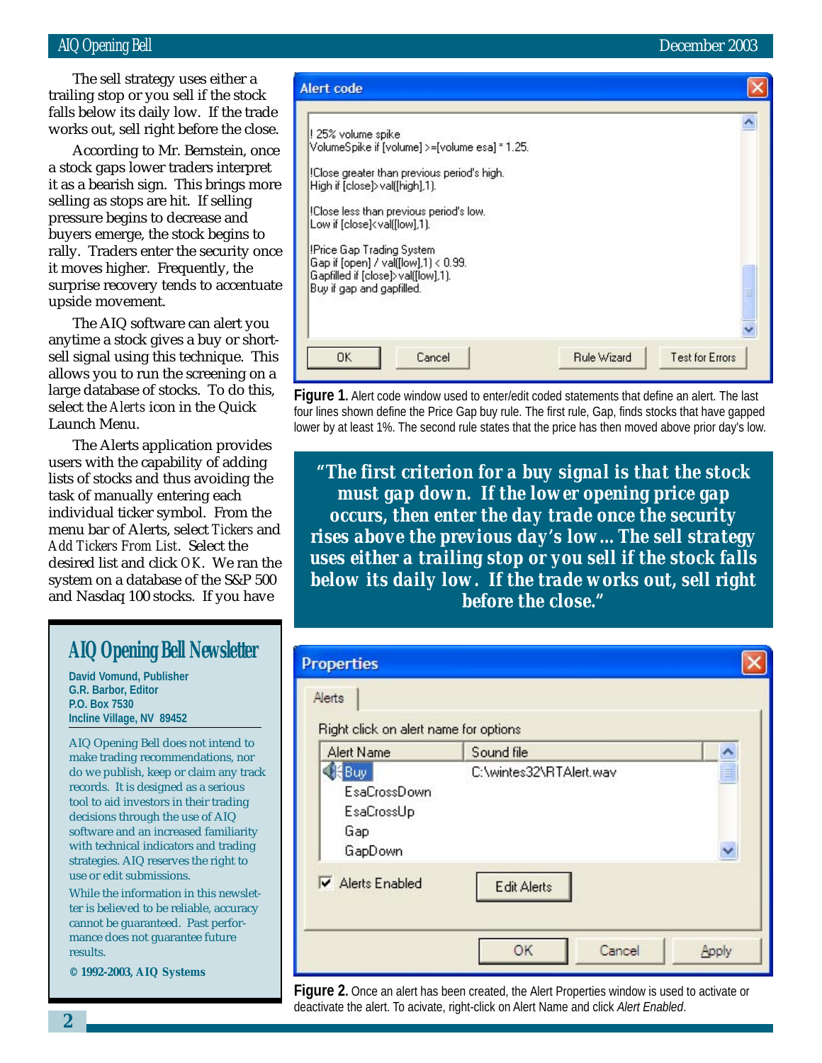The sell strategy uses either a trailing stop or you sell if the stock falls below its daily low. If the trade works out, sell right before the close.

According to Mr. Bernstein, once a stock gaps lower traders interpret it as a bearish sign. This brings more selling as stops are hit. If selling pressure begins to decrease and buyers emerge, the stock begins to rally. Traders enter the security once it moves higher. Frequently, the surprise recovery tends to accentuate upside movement.

The AIQ software can alert you anytime a stock gives a buy or short-sell signal using this technique. This allows you to run the screening on a large database of stocks. To do this, select the *Alerts* icon in the Quick Launch Menu.

The Alerts application provides users with the capability of adding lists of stocks and thus avoiding the task of manually entering each individual ticker symbol. From the menu bar of Alerts, select *Tickers* and *Add Tickers From List*. Select the desired list and click *OK*. We ran the system on a database of the S&P 500 and Nasdaq 100 stocks. If you have

```
! 25% volume spike
VolumeSpike if [volume] >=[volume esa] * 1.25.

!Close greater than previous period's high.
High if [close]>val([high],1).

!Close less than previous period's low.
Low if [close]<val([low],1).

!Price Gap Trading System
Gap if [open] / val([low],1) < 0.99.
Gapfilled if [close]>val([low],1).
Buy if gap and gapfilled.
```

**Figure 1.** Alert code window used to enter/edit coded statements that define an alert. The last four lines shown define the Price Gap buy rule. The first rule, Gap, finds stocks that have gapped lower by at least 1%. The second rule states that the price has then moved above prior day's low.

> **"The first criterion for a buy signal is that the stock must gap down. If the lower opening price gap occurs, then enter the day trade once the security rises above the previous day's low... The sell strategy uses either a trailing stop or you sell if the stock falls below its daily low. If the trade works out, sell right before the close."**

| Alert Name | Sound file |
|---|---|
| Buy | C:\wintes32\RTAlert.wav |
| EsaCrossDown | |
| EsaCrossUp | |
| Gap | |
| GapDown | |

**Figure 2.** Once an alert has been created, the Alert Properties window is used to activate or deactivate the alert. To acivate, right-click on Alert Name and click *Alert Enabled*.

## AIQ Opening Bell Newsletter

**David Vomund, Publisher**
**G.R. Barbor, Editor**
**P.O. Box 7530**
**Incline Village, NV 89452**

AIQ Opening Bell does not intend to make trading recommendations, nor do we publish, keep or claim any track records. It is designed as a serious tool to aid investors in their trading decisions through the use of AIQ software and an increased familiarity with technical indicators and trading strategies. AIQ reserves the right to use or edit submissions.

While the information in this newsletter is believed to be reliable, accuracy cannot be guaranteed. Past performance does not guarantee future results.

**© 1992-2003, AIQ Systems**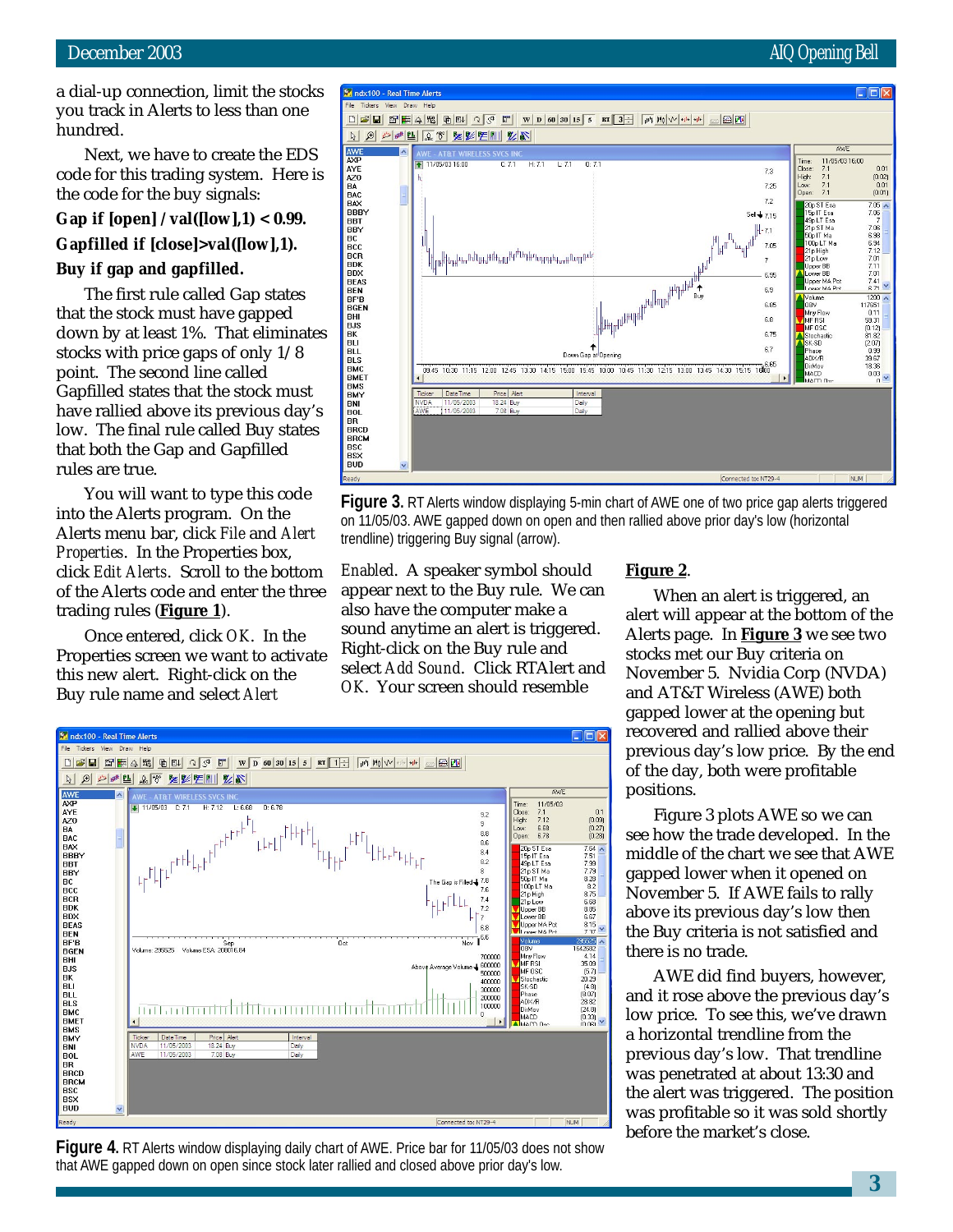a dial-up connection, limit the stocks you track in Alerts to less than one hundred.

Next, we have to create the EDS code for this trading system. Here is the code for the buy signals:

**Gap if [open] / val([low],1) < 0.99.**

**Gapfilled if [close]>val([low],1).**

**Buy if gap and gapfilled.**

The first rule called Gap states that the stock must have gapped down by at least 1%. That eliminates stocks with price gaps of only 1/8 point. The second line called Gapfilled states that the stock must have rallied above its previous day's low. The final rule called Buy states that both the Gap and Gapfilled rules are true.

You will want to type this code into the Alerts program. On the Alerts menu bar, click *File* and *Alert Properties*. In the Properties box, click *Edit Alerts*. Scroll to the bottom of the Alerts code and enter the three trading rules (**Figure 1**).

Once entered, click *OK*. In the Properties screen we want to activate this new alert. Right-click on the Buy rule name and select *Alert Enabled*. A speaker symbol should appear next to the Buy rule. We can also have the computer make a sound anytime an alert is triggered. Right-click on the Buy rule and select *Add Sound*. Click RTAlert and *OK*. Your screen should resemble **Figure 2**.

**Figure 3.** RT Alerts window displaying 5-min chart of AWE one of two price gap alerts triggered on 11/05/03. AWE gapped down on open and then rallied above prior day's low (horizontal trendline) triggering Buy signal (arrow).

When an alert is triggered, an alert will appear at the bottom of the Alerts page. In **Figure 3** we see two stocks met our Buy criteria on November 5. Nvidia Corp (NVDA) and AT&T Wireless (AWE) both gapped lower at the opening but recovered and rallied above their previous day's low price. By the end of the day, both were profitable positions.

Figure 3 plots AWE so we can see how the trade developed. In the middle of the chart we see that AWE gapped lower when it opened on November 5. If AWE fails to rally above its previous day's low then the Buy criteria is not satisfied and there is no trade.

AWE did find buyers, however, and it rose above the previous day's low price. To see this, we've drawn a horizontal trendline from the previous day's low. That trendline was penetrated at about 13:30 and the alert was triggered. The position was profitable so it was sold shortly before the market's close.

**Figure 4.** RT Alerts window displaying daily chart of AWE. Price bar for 11/05/03 does not show that AWE gapped down on open since stock later rallied and closed above prior day's low.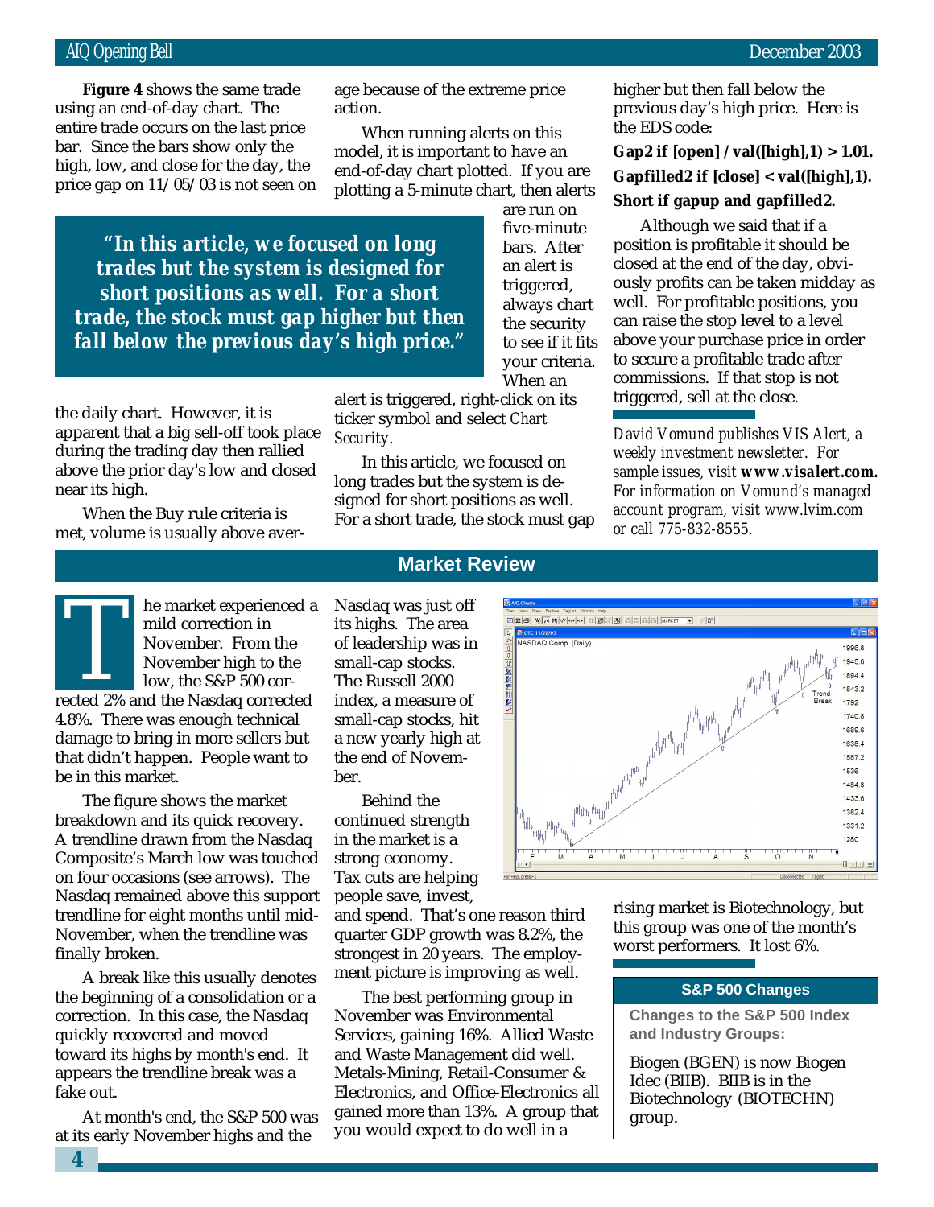**Figure 4** shows the same trade using an end-of-day chart. The entire trade occurs on the last price bar. Since the bars show only the high, low, and close for the day, the price gap on 11/05/03 is not seen on the daily chart. However, it is apparent that a big sell-off took place during the trading day then rallied above the prior day's low and closed near its high.

When the Buy rule criteria is met, volume is usually above average because of the extreme price action.

When running alerts on this model, it is important to have an end-of-day chart plotted. If you are plotting a 5-minute chart, then alerts are run on five-minute bars. After an alert is triggered, always chart the security to see if it fits your criteria. When an alert is triggered, right-click on its ticker symbol and select *Chart Security*.

> ***"In this article, we focused on long trades but the system is designed for short positions as well. For a short trade, the stock must gap higher but then fall below the previous day's high price."***

In this article, we focused on long trades but the system is designed for short positions as well. For a short trade, the stock must gap higher but then fall below the previous day's high price. Here is the EDS code:

**Gap2 if [open] / val([high],1) > 1.01.**

**Gapfilled2 if [close] < val([high],1).**

**Short if gapup and gapfilled2.**

Although we said that if a position is profitable it should be closed at the end of the day, obviously profits can be taken midday as well. For profitable positions, you can raise the stop level to a level above your purchase price in order to secure a profitable trade after commissions. If that stop is not triggered, sell at the close.

*David Vomund publishes VIS Alert, a weekly investment newsletter. For sample issues, visit* ***www.visalert.com.*** *For information on Vomund's managed account program, visit www.lvim.com or call 775-832-8555.*

## Market Review

The market experienced a mild correction in November. From the November high to the low, the S&P 500 corrected 2% and the Nasdaq corrected 4.8%. There was enough technical damage to bring in more sellers but that didn't happen. People want to be in this market.

The figure shows the market breakdown and its quick recovery. A trendline drawn from the Nasdaq Composite's March low was touched on four occasions (see arrows). The Nasdaq remained above this support trendline for eight months until mid-November, when the trendline was finally broken.

A break like this usually denotes the beginning of a consolidation or a correction. In this case, the Nasdaq quickly recovered and moved toward its highs by month's end. It appears the trendline break was a fake out.

At month's end, the S&P 500 was at its early November highs and the Nasdaq was just off its highs. The area of leadership was in small-cap stocks. The Russell 2000 index, a measure of small-cap stocks, hit a new yearly high at the end of November.

Behind the continued strength in the market is a strong economy. Tax cuts are helping people save, invest, and spend. That's one reason third quarter GDP growth was 8.2%, the strongest in 20 years. The employment picture is improving as well.

The best performing group in November was Environmental Services, gaining 16%. Allied Waste and Waste Management did well. Metals-Mining, Retail-Consumer & Electronics, and Office-Electronics all gained more than 13%. A group that you would expect to do well in a rising market is Biotechnology, but this group was one of the month's worst performers. It lost 6%.

### S&P 500 Changes

**Changes to the S&P 500 Index and Industry Groups:**

Biogen (BGEN) is now Biogen Idec (BIIB). BIIB is in the Biotechnology (BIOTECHN) group.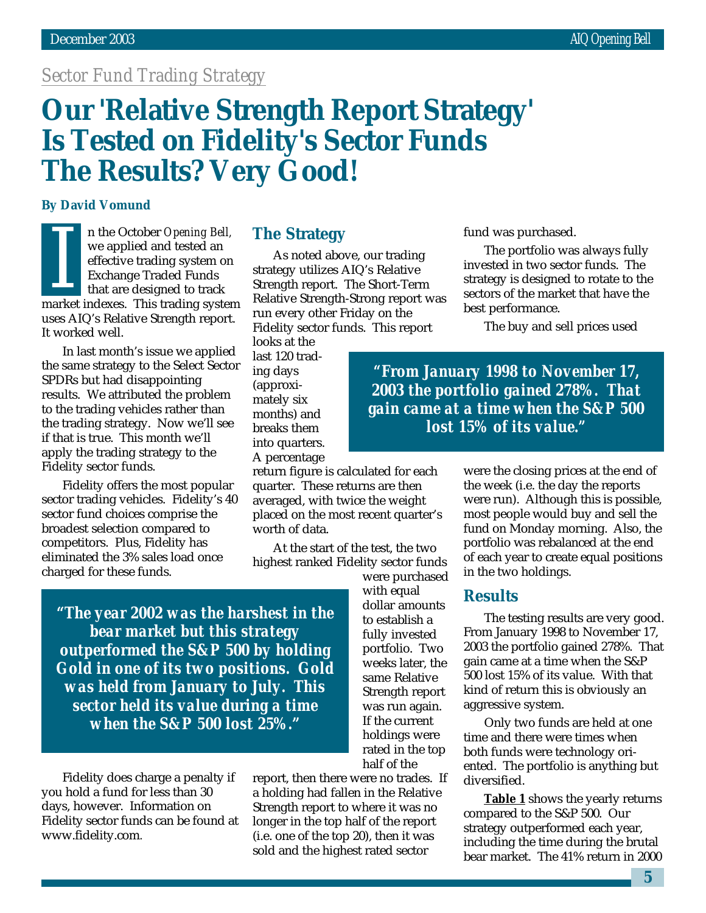*Sector Fund Trading Strategy*

# Our 'Relative Strength Report Strategy' Is Tested on Fidelity's Sector Funds The Results? Very Good!

**By David Vomund**

In the October *Opening Bell*, we applied and tested an effective trading system on Exchange Traded Funds that are designed to track market indexes. This trading system uses AIQ's Relative Strength report. It worked well.

In last month's issue we applied the same strategy to the Select Sector SPDRs but had disappointing results. We attributed the problem to the trading vehicles rather than the trading strategy. Now we'll see if that is true. This month we'll apply the trading strategy to the Fidelity sector funds.

Fidelity offers the most popular sector trading vehicles. Fidelity's 40 sector fund choices comprise the broadest selection compared to competitors. Plus, Fidelity has eliminated the 3% sales load once charged for these funds.

Fidelity does charge a penalty if you hold a fund for less than 30 days, however. Information on Fidelity sector funds can be found at www.fidelity.com.

> ***"The year 2002 was the harshest in the bear market but this strategy outperformed the S&P 500 by holding Gold in one of its two positions. Gold was held from January to July. This sector held its value during a time when the S&P 500 lost 25%."***

## The Strategy

As noted above, our trading strategy utilizes AIQ's Relative Strength report. The Short-Term Relative Strength-Strong report was run every other Friday on the Fidelity sector funds. This report looks at the last 120 trading days (approximately six months) and breaks them into quarters. A percentage return figure is calculated for each quarter. These returns are then averaged, with twice the weight placed on the most recent quarter's worth of data.

At the start of the test, the two highest ranked Fidelity sector funds were purchased with equal dollar amounts to establish a fully invested portfolio. Two weeks later, the same Relative Strength report was run again. If the current holdings were rated in the top half of the report, then there were no trades. If a holding had fallen in the Relative Strength report to where it was no longer in the top half of the report (i.e. one of the top 20), then it was sold and the highest rated sector fund was purchased.

The portfolio was always fully invested in two sector funds. The strategy is designed to rotate to the sectors of the market that have the best performance.

> ***"From January 1998 to November 17, 2003 the portfolio gained 278%. That gain came at a time when the S&P 500 lost 15% of its value."***

The buy and sell prices used were the closing prices at the end of the week (i.e. the day the reports were run). Although this is possible, most people would buy and sell the fund on Monday morning. Also, the portfolio was rebalanced at the end of each year to create equal positions in the two holdings.

## Results

The testing results are very good. From January 1998 to November 17, 2003 the portfolio gained 278%. That gain came at a time when the S&P 500 lost 15% of its value. With that kind of return this is obviously an aggressive system.

Only two funds are held at one time and there were times when both funds were technology oriented. The portfolio is anything but diversified.

**Table 1** shows the yearly returns compared to the S&P 500. Our strategy outperformed each year, including the time during the brutal bear market. The 41% return in 2000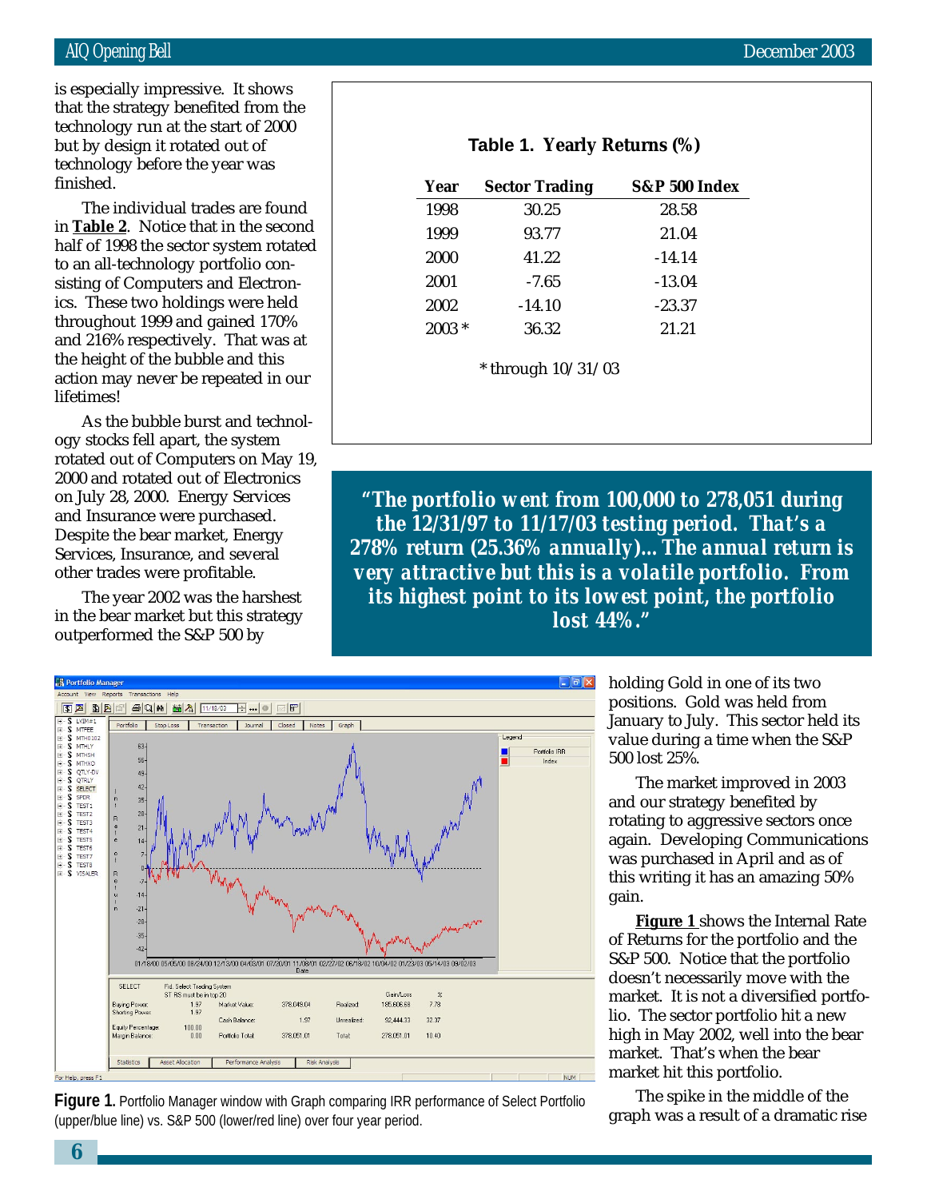is especially impressive. It shows that the strategy benefited from the technology run at the start of 2000 but by design it rotated out of technology before the year was finished.

The individual trades are found in **Table 2**. Notice that in the second half of 1998 the sector system rotated to an all-technology portfolio consisting of Computers and Electronics. These two holdings were held throughout 1999 and gained 170% and 216% respectively. That was at the height of the bubble and this action may never be repeated in our lifetimes!

As the bubble burst and technology stocks fell apart, the system rotated out of Computers on May 19, 2000 and rotated out of Electronics on July 28, 2000. Energy Services and Insurance were purchased. Despite the bear market, Energy Services, Insurance, and several other trades were profitable.

The year 2002 was the harshest in the bear market but this strategy outperformed the S&P 500 by holding Gold in one of its two positions. Gold was held from January to July. This sector held its value during a time when the S&P 500 lost 25%.

**Table 1. Yearly Returns (%)**

| Year | Sector Trading | S&P 500 Index |
|---|---|---|
| 1998 | 30.25 | 28.58 |
| 1999 | 93.77 | 21.04 |
| 2000 | 41.22 | -14.14 |
| 2001 | -7.65 | -13.04 |
| 2002 | -14.10 | -23.37 |
| 2003 * | 36.32 | 21.21 |

\* through 10/31/03

> ***"The portfolio went from 100,000 to 278,051 during the 12/31/97 to 11/17/03 testing period. That's a 278% return (25.36% annually)... The annual return is very attractive but this is a volatile portfolio. From its highest point to its lowest point, the portfolio lost 44%."***

**Figure 1.** Portfolio Manager window with Graph comparing IRR performance of Select Portfolio (upper/blue line) vs. S&P 500 (lower/red line) over four year period.

The market improved in 2003 and our strategy benefited by rotating to aggressive sectors once again. Developing Communications was purchased in April and as of this writing it has an amazing 50% gain.

**Figure 1** shows the Internal Rate of Returns for the portfolio and the S&P 500. Notice that the portfolio doesn't necessarily move with the market. It is not a diversified portfolio. The sector portfolio hit a new high in May 2002, well into the bear market. That's when the bear market hit this portfolio.

The spike in the middle of the graph was a result of a dramatic rise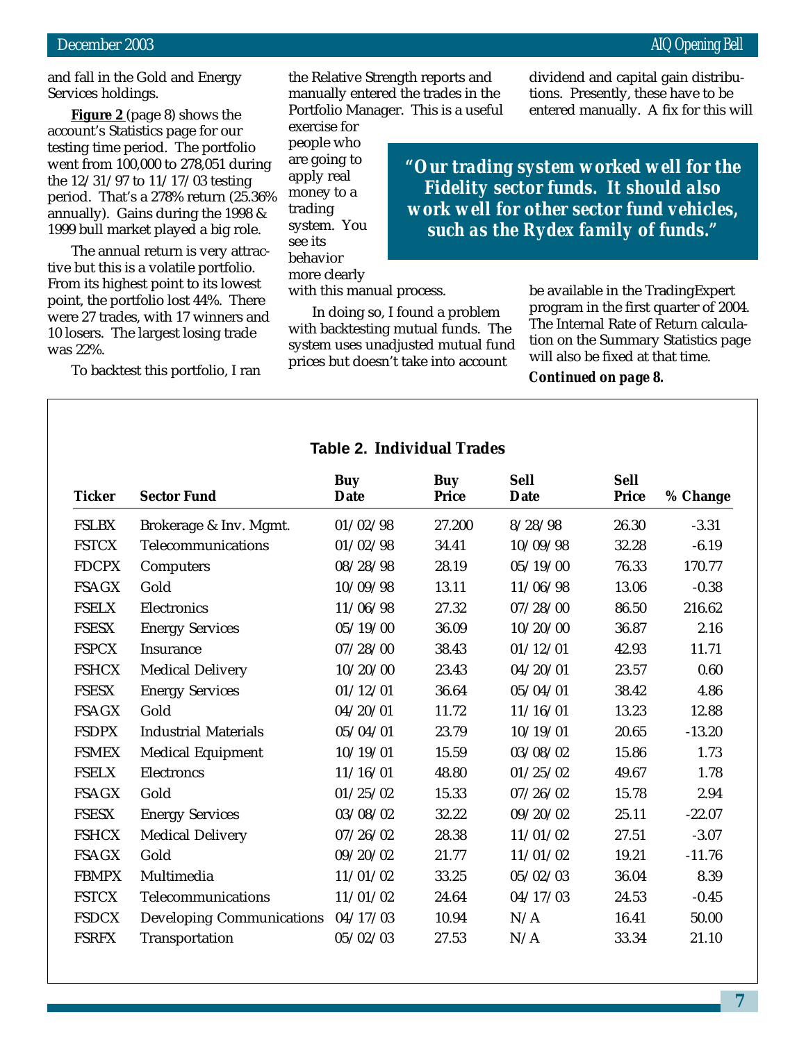and fall in the Gold and Energy Services holdings.

**Figure 2** (page 8) shows the account's Statistics page for our testing time period. The portfolio went from 100,000 to 278,051 during the 12/31/97 to 11/17/03 testing period. That's a 278% return (25.36% annually). Gains during the 1998 & 1999 bull market played a big role.

The annual return is very attractive but this is a volatile portfolio. From its highest point to its lowest point, the portfolio lost 44%. There were 27 trades, with 17 winners and 10 losers. The largest losing trade was 22%.

To backtest this portfolio, I ran the Relative Strength reports and manually entered the trades in the Portfolio Manager. This is a useful exercise for people who are going to apply real money to a trading system. You see its behavior more clearly with this manual process.

> ***"Our trading system worked well for the Fidelity sector funds. It should also work well for other sector fund vehicles, such as the Rydex family of funds."***

In doing so, I found a problem with backtesting mutual funds. The system uses unadjusted mutual fund prices but doesn't take into account dividend and capital gain distributions. Presently, these have to be entered manually. A fix for this will be available in the TradingExpert program in the first quarter of 2004. The Internal Rate of Return calculation on the Summary Statistics page will also be fixed at that time.

***Continued on page 8.***

**Table 2. Individual Trades**

| Ticker | Sector Fund | Buy Date | Buy Price | Sell Date | Sell Price | % Change |
|---|---|---|---|---|---|---|
| FSLBX | Brokerage & Inv. Mgmt. | 01/02/98 | 27.200 | 8/28/98 | 26.30 | -3.31 |
| FSTCX | Telecommunications | 01/02/98 | 34.41 | 10/09/98 | 32.28 | -6.19 |
| FDCPX | Computers | 08/28/98 | 28.19 | 05/19/00 | 76.33 | 170.77 |
| FSAGX | Gold | 10/09/98 | 13.11 | 11/06/98 | 13.06 | -0.38 |
| FSELX | Electronics | 11/06/98 | 27.32 | 07/28/00 | 86.50 | 216.62 |
| FSESX | Energy Services | 05/19/00 | 36.09 | 10/20/00 | 36.87 | 2.16 |
| FSPCX | Insurance | 07/28/00 | 38.43 | 01/12/01 | 42.93 | 11.71 |
| FSHCX | Medical Delivery | 10/20/00 | 23.43 | 04/20/01 | 23.57 | 0.60 |
| FSESX | Energy Services | 01/12/01 | 36.64 | 05/04/01 | 38.42 | 4.86 |
| FSAGX | Gold | 04/20/01 | 11.72 | 11/16/01 | 13.23 | 12.88 |
| FSDPX | Industrial Materials | 05/04/01 | 23.79 | 10/19/01 | 20.65 | -13.20 |
| FSMEX | Medical Equipment | 10/19/01 | 15.59 | 03/08/02 | 15.86 | 1.73 |
| FSELX | Electroncs | 11/16/01 | 48.80 | 01/25/02 | 49.67 | 1.78 |
| FSAGX | Gold | 01/25/02 | 15.33 | 07/26/02 | 15.78 | 2.94 |
| FSESX | Energy Services | 03/08/02 | 32.22 | 09/20/02 | 25.11 | -22.07 |
| FSHCX | Medical Delivery | 07/26/02 | 28.38 | 11/01/02 | 27.51 | -3.07 |
| FSAGX | Gold | 09/20/02 | 21.77 | 11/01/02 | 19.21 | -11.76 |
| FBMPX | Multimedia | 11/01/02 | 33.25 | 05/02/03 | 36.04 | 8.39 |
| FSTCX | Telecommunications | 11/01/02 | 24.64 | 04/17/03 | 24.53 | -0.45 |
| FSDCX | Developing Communications | 04/17/03 | 10.94 | N/A | 16.41 | 50.00 |
| FSRFX | Transportation | 05/02/03 | 27.53 | N/A | 33.34 | 21.10 |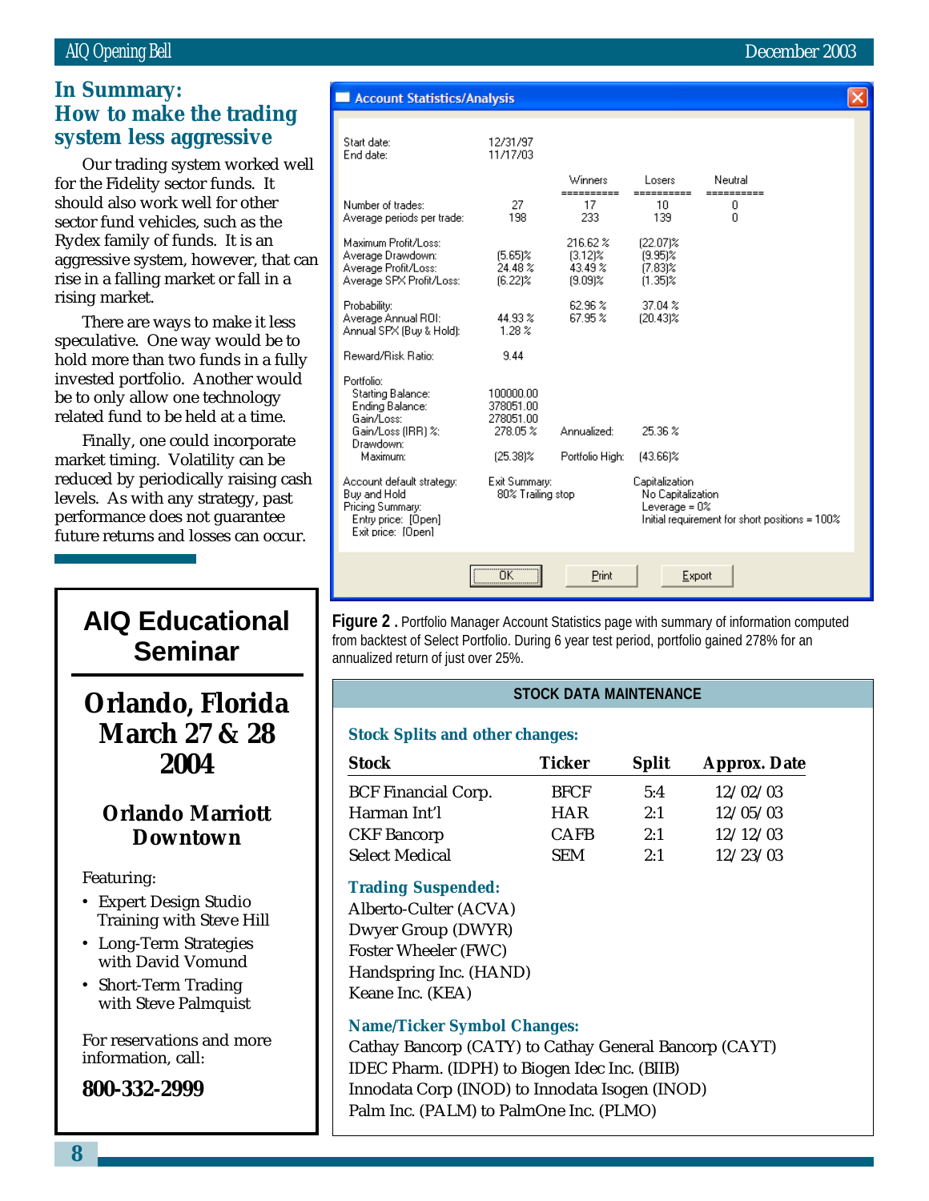## In Summary: How to make the trading system less aggressive

Our trading system worked well for the Fidelity sector funds. It should also work well for other sector fund vehicles, such as the Rydex family of funds. It is an aggressive system, however, that can rise in a falling market or fall in a rising market.

There are ways to make it less speculative. One way would be to hold more than two funds in a fully invested portfolio. Another would be to only allow one technology related fund to be held at a time.

Finally, one could incorporate market timing. Volatility can be reduced by periodically raising cash levels. As with any strategy, past performance does not guarantee future returns and losses can occur.

**Account Statistics/Analysis**

Start date: 12/31/97
End date: 11/17/03

| | | Winners | Losers | Neutral |
|---|---|---|---|---|
| Number of trades: | 27 | 17 | 10 | 0 |
| Average periods per trade: | 198 | 233 | 139 | 0 |
| Maximum Profit/Loss: | | 216.62 % | (22.07)% | |
| Average Drawdown: | (5.65)% | (3.12)% | (9.95)% | |
| Average Profit/Loss: | 24.48 % | 43.49 % | (7.83)% | |
| Average SPX Profit/Loss: | (6.22)% | (9.09)% | (1.35)% | |
| Probability: | | 62.96 % | 37.04 % | |
| Average Annual ROI: | 44.93 % | 67.95 % | (20.43)% | |
| Annual SPX (Buy & Hold): | 1.28 % | | | |
| Reward/Risk Ratio: | 9.44 | | | |

Portfolio:
- Starting Balance: 100000.00
- Ending Balance: 378051.00
- Gain/Loss: 278051.00
- Gain/Loss (IRR) %: 278.05 % — Annualized: 25.36 %
- Drawdown:
  - Maximum: (25.38)% — Portfolio High: (43.66)%

Account default strategy: Buy and Hold
Pricing Summary:
- Entry price: [Open]
- Exit price: [Open]

Exit Summary: 80% Trailing stop

Capitalization: No Capitalization
Leverage = 0%
Initial requirement for short positions = 100%

OK | Print | Export

**Figure 2 .** Portfolio Manager Account Statistics page with summary of information computed from backtest of Select Portfolio. During 6 year test period, portfolio gained 278% for an annualized return of just over 25%.

## AIQ Educational Seminar

### Orlando, Florida March 27 & 28 2004

**Orlando Marriott Downtown**

Featuring:

- Expert Design Studio Training with Steve Hill
- Long-Term Strategies with David Vomund
- Short-Term Trading with Steve Palmquist

For reservations and more information, call:

**800-332-2999**

## STOCK DATA MAINTENANCE

### Stock Splits and other changes:

| Stock | Ticker | Split | Approx. Date |
|---|---|---|---|
| BCF Financial Corp. | BFCF | 5:4 | 12/02/03 |
| Harman Int'l | HAR | 2:1 | 12/05/03 |
| CKF Bancorp | CAFB | 2:1 | 12/12/03 |
| Select Medical | SEM | 2:1 | 12/23/03 |

### Trading Suspended:

Alberto-Culter (ACVA)
Dwyer Group (DWYR)
Foster Wheeler (FWC)
Handspring Inc. (HAND)
Keane Inc. (KEA)

### Name/Ticker Symbol Changes:

Cathay Bancorp (CATY) to Cathay General Bancorp (CAYT)
IDEC Pharm. (IDPH) to Biogen Idec Inc. (BIIB)
Innodata Corp (INOD) to Innodata Isogen (INOD)
Palm Inc. (PALM) to PalmOne Inc. (PLMO)